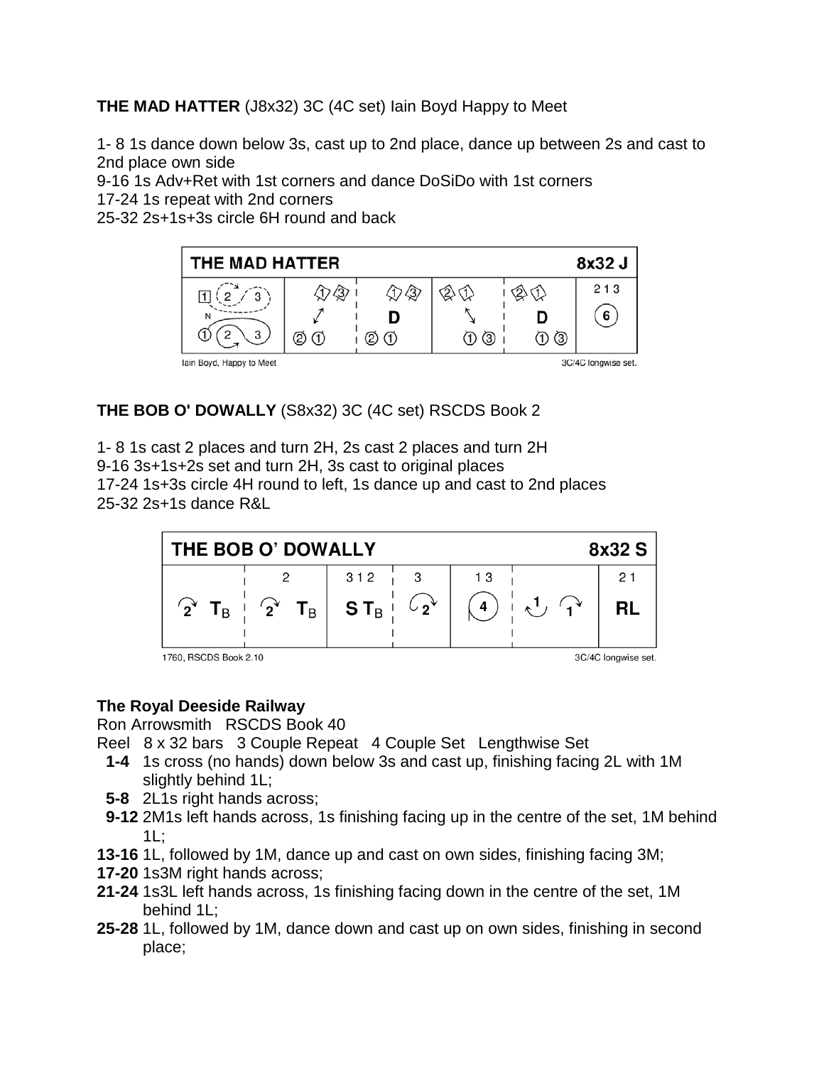**THE MAD HATTER** (J8x32) 3C (4C set) Iain Boyd Happy to Meet

1- 8 1s dance down below 3s, cast up to 2nd place, dance up between 2s and cast to 2nd place own side
9-16 1s Adv+Ret with 1st corners and dance DoSiDo with 1st corners
17-24 1s repeat with 2nd corners
25-32 2s+1s+3s circle 6H round and back

| THE MAD HATTER | | | | | 8x32 J |
|---|---|---|---|---|---|
| 1 2 3 N 1 2 3 | ① ③ ↗ ② ① | ① ③ D ② ① | ② ① ↘ ① ③ | ② ① D ① ③ | 2 1 3 (6) |

Iain Boyd, Happy to Meet — 3C/4C longwise set.

**THE BOB O' DOWALLY** (S8x32) 3C (4C set) RSCDS Book 2

1- 8 1s cast 2 places and turn 2H, 2s cast 2 places and turn 2H
9-16 3s+1s+2s set and turn 2H, 3s cast to original places
17-24 1s+3s circle 4H round to left, 1s dance up and cast to 2nd places
25-32 2s+1s dance R&L

| THE BOB O' DOWALLY | | | | | | 8x32 S |
|---|---|---|---|---|---|---|
| 2 $T_B$ | 2 / 2 $T_B$ | 3 1 2 / S $T_B$ | 3 / 2 | 1 3 / (4) | 1 1 | 2 1 / RL |

1760, RSCDS Book 2.10 — 3C/4C longwise set.

**The Royal Deeside Railway**
Ron Arrowsmith RSCDS Book 40
Reel 8 x 32 bars 3 Couple Repeat 4 Couple Set Lengthwise Set

- **1-4** 1s cross (no hands) down below 3s and cast up, finishing facing 2L with 1M slightly behind 1L;
- **5-8** 2L1s right hands across;
- **9-12** 2M1s left hands across, 1s finishing facing up in the centre of the set, 1M behind 1L;
- **13-16** 1L, followed by 1M, dance up and cast on own sides, finishing facing 3M;
- **17-20** 1s3M right hands across;
- **21-24** 1s3L left hands across, 1s finishing facing down in the centre of the set, 1M behind 1L;
- **25-28** 1L, followed by 1M, dance down and cast up on own sides, finishing in second place;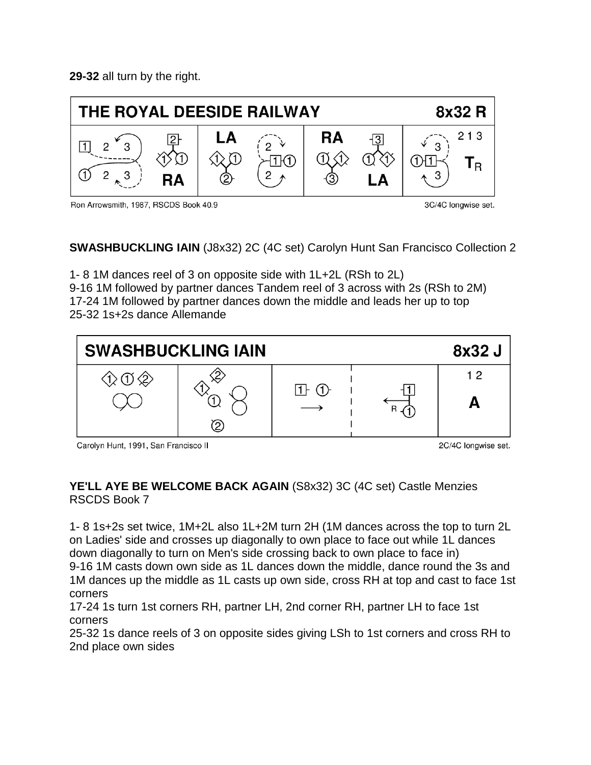**29-32** all turn by the right.

| THE ROYAL DEESIDE RAILWAY | | | | 8x32 R |
|---|---|---|---|---|
| 1 2 3 / 1 2 3 | 2 RA | LA | 2 / 1 1 / 2 | RA | 3 LA | 3 / 1 1 / 3 | 2 1 3 $T_R$ |

Ron Arrowsmith, 1987, RSCDS Book 40.9 — 3C/4C longwise set.

**SWASHBUCKLING IAIN** (J8x32) 2C (4C set) Carolyn Hunt San Francisco Collection 2

1- 8 1M dances reel of 3 on opposite side with 1L+2L (RSh to 2L)
9-16 1M followed by partner dances Tandem reel of 3 across with 2s (RSh to 2M)
17-24 1M followed by partner dances down the middle and leads her up to top
25-32 1s+2s dance Allemande

| SWASHBUCKLING IAIN | | | | 8x32 J |
|---|---|---|---|---|
| 1 1 2 | 2 1 1 2 | 1 1 → | ← R 1 1 | 1 2 A |

Carolyn Hunt, 1991, San Francisco II — 2C/4C longwise set.

**YE'LL AYE BE WELCOME BACK AGAIN** (S8x32) 3C (4C set) Castle Menzies RSCDS Book 7

1- 8 1s+2s set twice, 1M+2L also 1L+2M turn 2H (1M dances across the top to turn 2L on Ladies' side and crosses up diagonally to own place to face out while 1L dances down diagonally to turn on Men's side crossing back to own place to face in)
9-16 1M casts down own side as 1L dances down the middle, dance round the 3s and 1M dances up the middle as 1L casts up own side, cross RH at top and cast to face 1st corners
17-24 1s turn 1st corners RH, partner LH, 2nd corner RH, partner LH to face 1st corners
25-32 1s dance reels of 3 on opposite sides giving LSh to 1st corners and cross RH to 2nd place own sides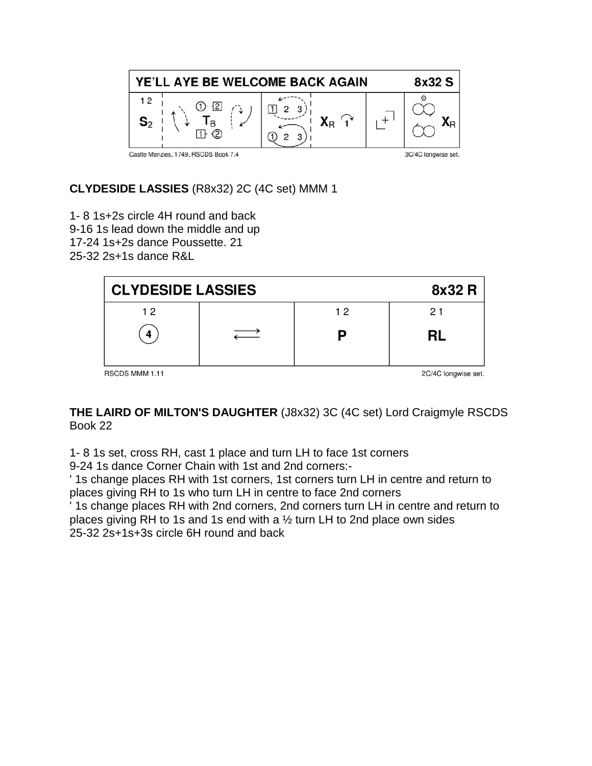| YE'LL AYE BE WELCOME BACK AGAIN | | | | | 8x32 S |
|---|---|---|---|---|---|
| 1 2 $S_2$ | ① [2] $T_B$ [1] ② | [1] 2 3 ① 2 3 | $X_R$ 1 | + | $X_R$ |

Castle Menzies, 1749, RSCDS Book 7.4 — 3C/4C longwise set.

**CLYDESIDE LASSIES** (R8x32) 2C (4C set) MMM 1

1- 8 1s+2s circle 4H round and back
9-16 1s lead down the middle and up
17-24 1s+2s dance Poussette. 21
25-32 2s+1s dance R&L

| CLYDESIDE LASSIES | | | 8x32 R |
|---|---|---|---|
| 1 2 | | 1 2 | 2 1 |
| 4 | ⇄ | P | RL |

RSCDS MMM 1.11 — 2C/4C longwise set.

**THE LAIRD OF MILTON'S DAUGHTER** (J8x32) 3C (4C set) Lord Craigmyle RSCDS Book 22

1- 8 1s set, cross RH, cast 1 place and turn LH to face 1st corners
9-24 1s dance Corner Chain with 1st and 2nd corners:-
' 1s change places RH with 1st corners, 1st corners turn LH in centre and return to places giving RH to 1s who turn LH in centre to face 2nd corners
' 1s change places RH with 2nd corners, 2nd corners turn LH in centre and return to places giving RH to 1s and 1s end with a ½ turn LH to 2nd place own sides
25-32 2s+1s+3s circle 6H round and back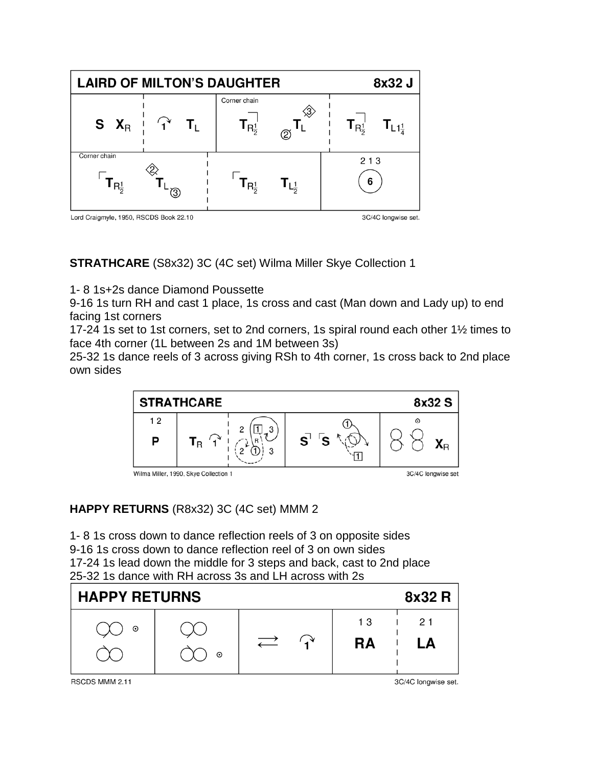| LAIRD OF MILTON'S DAUGHTER | | | | 8x32 J |
|---|---|---|---|---|
| S $X_R$ | 1 $T_L$ | Corner chain $T_{R\frac{1}{2}}$ ② $T_L$ ③ | | $T_{R\frac{1}{2}}$ $T_{L1\frac{1}{4}}$ |
| Corner chain $T_{R\frac{1}{2}}$ ② $T_L$ ③ | | $T_{R\frac{1}{2}}$ $T_{L\frac{1}{2}}$ | | 2 1 3 6 |

Lord Craigmyle, 1950, RSCDS Book 22.10 — 3C/4C longwise set.

**STRATHCARE** (S8x32) 3C (4C set) Wilma Miller Skye Collection 1

1- 8 1s+2s dance Diamond Poussette
9-16 1s turn RH and cast 1 place, 1s cross and cast (Man down and Lady up) to end facing 1st corners
17-24 1s set to 1st corners, set to 2nd corners, 1s spiral round each other 1½ times to face 4th corner (1L between 2s and 1M between 3s)
25-32 1s dance reels of 3 across giving RSh to 4th corner, 1s cross back to 2nd place own sides

| STRATHCARE | | | | 8x32 S |
|---|---|---|---|---|
| 1 2 P | $T_R$ 1 | 2 1 3 / 2 1 3 (R) | S S | $X_R$ |

Wilma Miller, 1990, Skye Collection 1 — 3C/4C longwise set

**HAPPY RETURNS** (R8x32) 3C (4C set) MMM 2

1- 8 1s cross down to dance reflection reels of 3 on opposite sides
9-16 1s cross down to dance reflection reel of 3 on own sides
17-24 1s lead down the middle for 3 steps and back, cast to 2nd place
25-32 1s dance with RH across 3s and LH across with 2s

| HAPPY RETURNS | | | | 8x32 R |
|---|---|---|---|---|
| | | ⇄ 1 | 1 3 RA | 2 1 LA |

RSCDS MMM 2.11 — 3C/4C longwise set.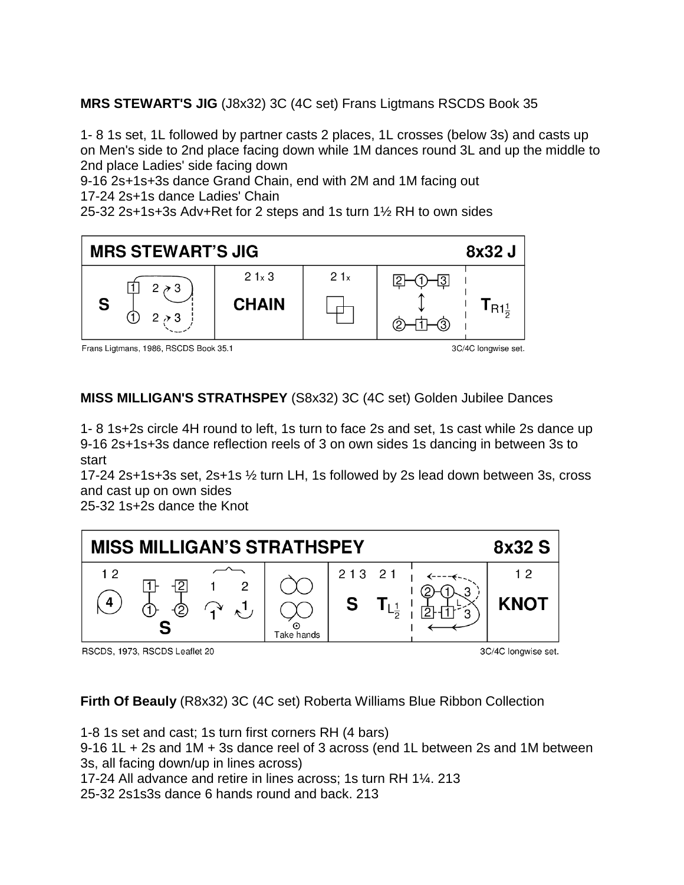**MRS STEWART'S JIG** (J8x32) 3C (4C set) Frans Ligtmans RSCDS Book 35

1- 8 1s set, 1L followed by partner casts 2 places, 1L crosses (below 3s) and casts up on Men's side to 2nd place facing down while 1M dances round 3L and up the middle to 2nd place Ladies' side facing down
9-16 2s+1s+3s dance Grand Chain, end with 2M and 1M facing out
17-24 2s+1s dance Ladies' Chain
25-32 2s+1s+3s Adv+Ret for 2 steps and 1s turn 1½ RH to own sides

| MRS STEWART'S JIG | | | | 8x32 J |
|---|---|---|---|---|
| S | 2 1x 3 CHAIN | 2 1x | | $T_{R1\frac{1}{2}}$ |

Frans Ligtmans, 1986, RSCDS Book 35.1 — 3C/4C longwise set.

**MISS MILLIGAN'S STRATHSPEY** (S8x32) 3C (4C set) Golden Jubilee Dances

1- 8 1s+2s circle 4H round to left, 1s turn to face 2s and set, 1s cast while 2s dance up
9-16 2s+1s+3s dance reflection reels of 3 on own sides 1s dancing in between 3s to start
17-24 2s+1s+3s set, 2s+1s ½ turn LH, 1s followed by 2s lead down between 3s, cross and cast up on own sides
25-32 1s+2s dance the Knot

| MISS MILLIGAN'S STRATHSPEY | | | | 8x32 S |
|---|---|---|---|---|
| 1 2 4 S | Take hands | 2 1 3 S 2 1 $T_{L\frac{1}{2}}$ | | 1 2 KNOT |

RSCDS, 1973, RSCDS Leaflet 20 — 3C/4C longwise set.

**Firth Of Beauly** (R8x32) 3C (4C set) Roberta Williams Blue Ribbon Collection

1-8 1s set and cast; 1s turn first corners RH (4 bars)
9-16 1L + 2s and 1M + 3s dance reel of 3 across (end 1L between 2s and 1M between 3s, all facing down/up in lines across)
17-24 All advance and retire in lines across; 1s turn RH 1¼. 213
25-32 2s1s3s dance 6 hands round and back. 213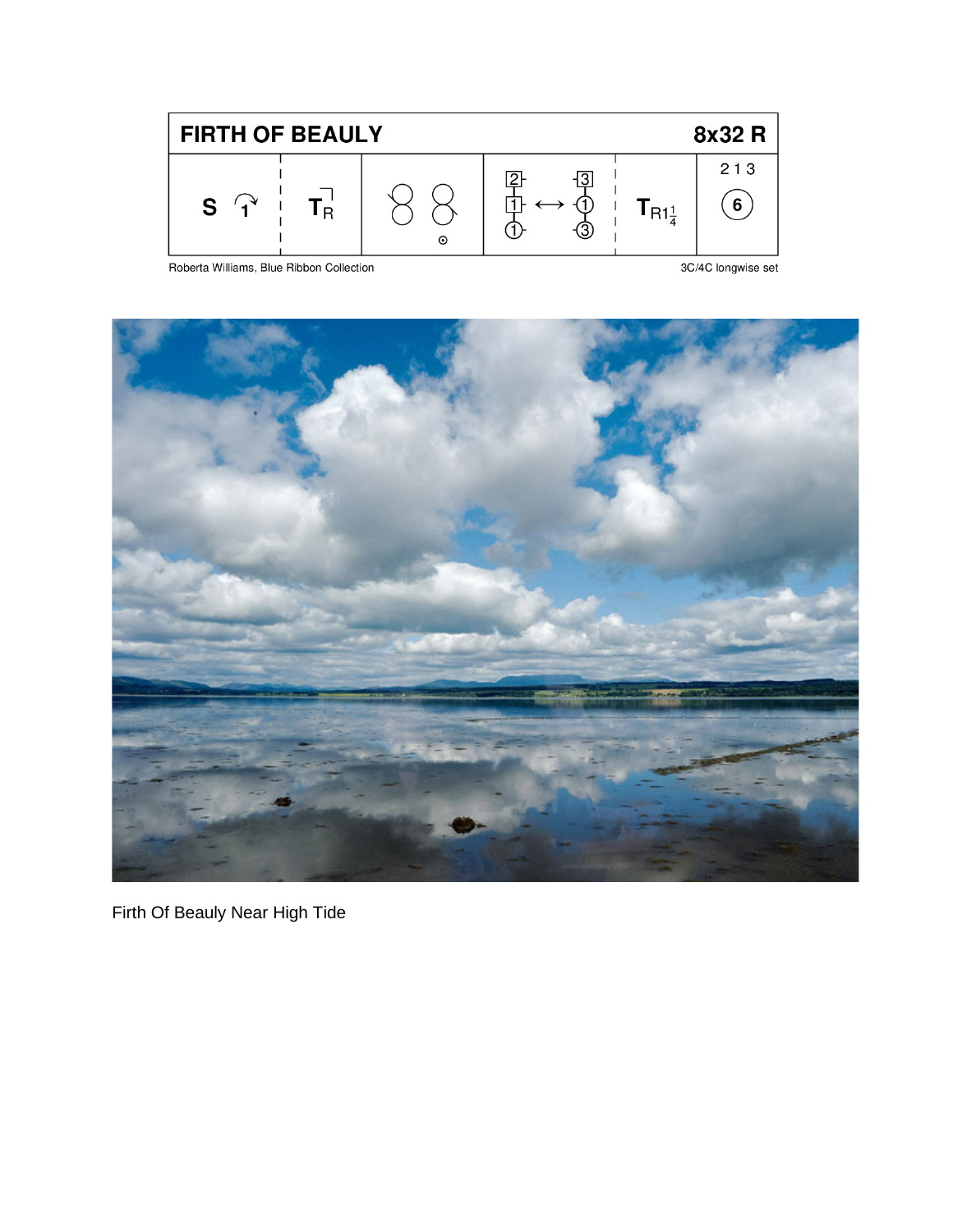# FIRTH OF BEAULY

**8x32 R**

| | | | | | |
|---|---|---|---|---|---|
| S 1 ¦ $T_R$ | 8 8 | 2 1 1 ↔ 3 1 3 ¦ $T_{R1\frac{1}{4}}$ | 2 1 3 (6) |

Roberta Williams, Blue Ribbon Collection

3C/4C longwise set

Firth Of Beauly Near High Tide